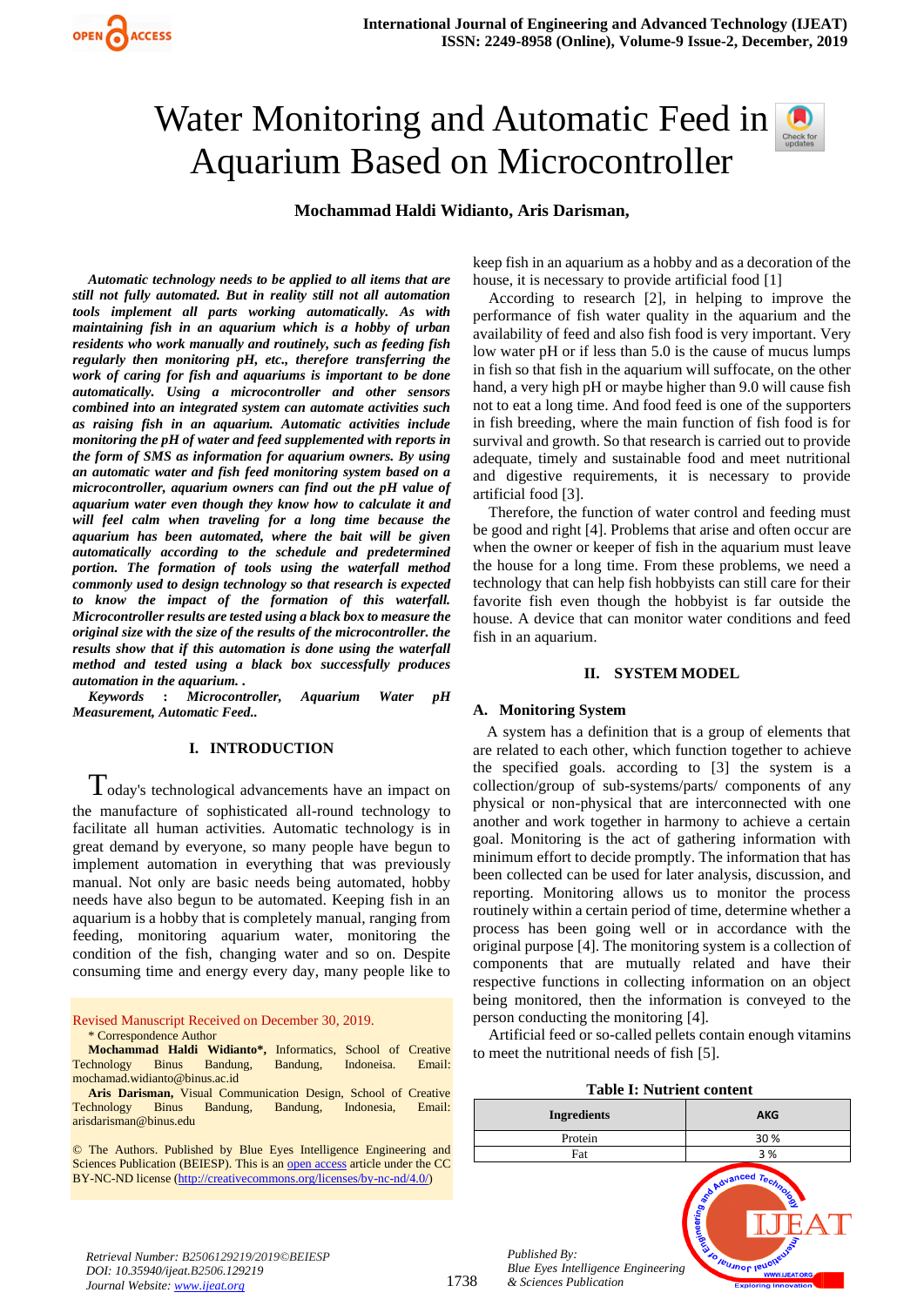# Water Monitoring and Automatic Feed in Aquarium Based on Microcontroller

**Mochammad Haldi Widianto, Aris Darisman,**

***Automatic technology needs to be applied to all items that are still not fully automated. But in reality still not all automation tools implement all parts working automatically. As with maintaining fish in an aquarium which is a hobby of urban residents who work manually and routinely, such as feeding fish regularly then monitoring pH, etc., therefore transferring the work of caring for fish and aquariums is important to be done automatically. Using a microcontroller and other sensors combined into an integrated system can automate activities such as raising fish in an aquarium. Automatic activities include monitoring the pH of water and feed supplemented with reports in the form of SMS as information for aquarium owners. By using an automatic water and fish feed monitoring system based on a microcontroller, aquarium owners can find out the pH value of aquarium water even though they know how to calculate it and will feel calm when traveling for a long time because the aquarium has been automated, where the bait will be given automatically according to the schedule and predetermined portion. The formation of tools using the waterfall method commonly used to design technology so that research is expected to know the impact of the formation of this waterfall. Microcontroller results are tested using a black box to measure the original size with the size of the results of the microcontroller. the results show that if this automation is done using the waterfall method and tested using a black box successfully produces automation in the aquarium. .***

***Keywords : Microcontroller, Aquarium Water pH Measurement, Automatic Feed..***

## I. INTRODUCTION

Today's technological advancements have an impact on the manufacture of sophisticated all-round technology to facilitate all human activities. Automatic technology is in great demand by everyone, so many people have begun to implement automation in everything that was previously manual. Not only are basic needs being automated, hobby needs have also begun to be automated. Keeping fish in an aquarium is a hobby that is completely manual, ranging from feeding, monitoring aquarium water, monitoring the condition of the fish, changing water and so on. Despite consuming time and energy every day, many people like to keep fish in an aquarium as a hobby and as a decoration of the house, it is necessary to provide artificial food [1]

According to research [2], in helping to improve the performance of fish water quality in the aquarium and the availability of feed and also fish food is very important. Very low water pH or if less than 5.0 is the cause of mucus lumps in fish so that fish in the aquarium will suffocate, on the other hand, a very high pH or maybe higher than 9.0 will cause fish not to eat a long time. And food feed is one of the supporters in fish breeding, where the main function of fish food is for survival and growth. So that research is carried out to provide adequate, timely and sustainable food and meet nutritional and digestive requirements, it is necessary to provide artificial food [3].

Therefore, the function of water control and feeding must be good and right [4]. Problems that arise and often occur are when the owner or keeper of fish in the aquarium must leave the house for a long time. From these problems, we need a technology that can help fish hobbyists can still care for their favorite fish even though the hobbyist is far outside the house. A device that can monitor water conditions and feed fish in an aquarium.

Revised Manuscript Received on December 30, 2019.

\* Correspondence Author

**Mochammad Haldi Widianto\*,** Informatics, School of Creative Technology Binus Bandung, Bandung, Indoneisa. Email: mochamad.widianto@binus.ac.id

**Aris Darisman,** Visual Communication Design, School of Creative Technology Binus Bandung, Bandung, Indonesia, Email: arisdarisman@binus.edu

© The Authors. Published by Blue Eyes Intelligence Engineering and Sciences Publication (BEIESP). This is an open access article under the CC BY-NC-ND license (http://creativecommons.org/licenses/by-nc-nd/4.0/)

## II. SYSTEM MODEL

### A. Monitoring System

A system has a definition that is a group of elements that are related to each other, which function together to achieve the specified goals. according to [3] the system is a collection/group of sub-systems/parts/ components of any physical or non-physical that are interconnected with one another and work together in harmony to achieve a certain goal. Monitoring is the act of gathering information with minimum effort to decide promptly. The information that has been collected can be used for later analysis, discussion, and reporting. Monitoring allows us to monitor the process routinely within a certain period of time, determine whether a process has been going well or in accordance with the original purpose [4]. The monitoring system is a collection of components that are mutually related and have their respective functions in collecting information on an object being monitored, then the information is conveyed to the person conducting the monitoring [4].

Artificial feed or so-called pellets contain enough vitamins to meet the nutritional needs of fish [5].

**Table I: Nutrient content**

| Ingredients | AKG |
|---|---|
| Protein | 30 % |
| Fat | 3 % |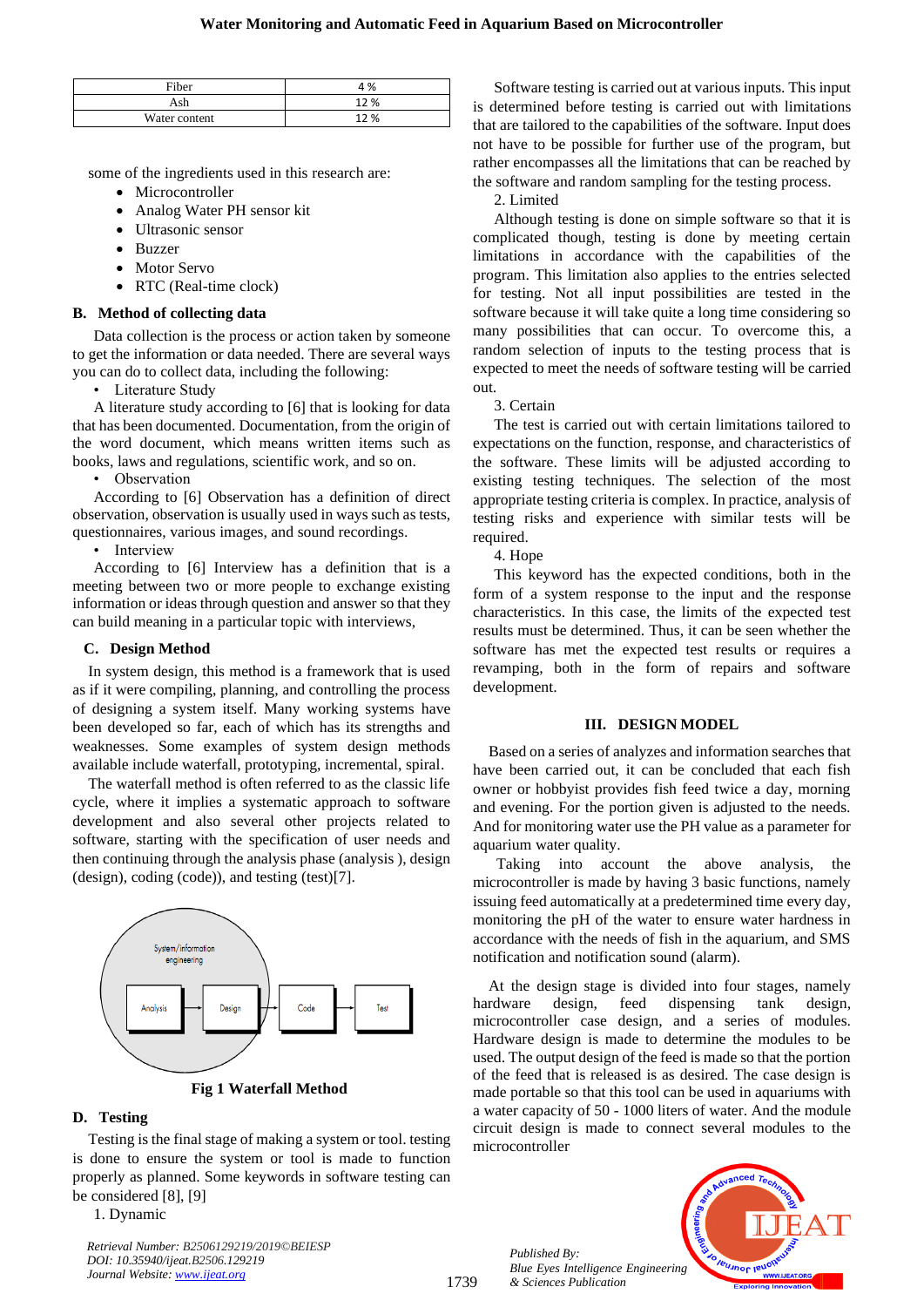| Fiber | 4 % |
|---|---|
| Ash | 12 % |
| Water content | 12 % |

some of the ingredients used in this research are:

- Microcontroller
- Analog Water PH sensor kit
- Ultrasonic sensor
- Buzzer
- Motor Servo
- RTC (Real-time clock)

### B. Method of collecting data

Data collection is the process or action taken by someone to get the information or data needed. There are several ways you can do to collect data, including the following:

- Literature Study

A literature study according to [6] that is looking for data that has been documented. Documentation, from the origin of the word document, which means written items such as books, laws and regulations, scientific work, and so on.

- Observation

According to [6] Observation has a definition of direct observation, observation is usually used in ways such as tests, questionnaires, various images, and sound recordings.

- Interview

According to [6] Interview has a definition that is a meeting between two or more people to exchange existing information or ideas through question and answer so that they can build meaning in a particular topic with interviews,

### C. Design Method

In system design, this method is a framework that is used as if it were compiling, planning, and controlling the process of designing a system itself. Many working systems have been developed so far, each of which has its strengths and weaknesses. Some examples of system design methods available include waterfall, prototyping, incremental, spiral.

The waterfall method is often referred to as the classic life cycle, where it implies a systematic approach to software development and also several other projects related to software, starting with the specification of user needs and then continuing through the analysis phase (analysis ), design (design), coding (code)), and testing (test)[7].

**Fig 1 Waterfall Method**

### D. Testing

Testing is the final stage of making a system or tool. testing is done to ensure the system or tool is made to function properly as planned. Some keywords in software testing can be considered [8], [9]

1. Dynamic

Software testing is carried out at various inputs. This input is determined before testing is carried out with limitations that are tailored to the capabilities of the software. Input does not have to be possible for further use of the program, but rather encompasses all the limitations that can be reached by the software and random sampling for the testing process.

2. Limited

Although testing is done on simple software so that it is complicated though, testing is done by meeting certain limitations in accordance with the capabilities of the program. This limitation also applies to the entries selected for testing. Not all input possibilities are tested in the software because it will take quite a long time considering so many possibilities that can occur. To overcome this, a random selection of inputs to the testing process that is expected to meet the needs of software testing will be carried out.

3. Certain

The test is carried out with certain limitations tailored to expectations on the function, response, and characteristics of the software. These limits will be adjusted according to existing testing techniques. The selection of the most appropriate testing criteria is complex. In practice, analysis of testing risks and experience with similar tests will be required.

4. Hope

This keyword has the expected conditions, both in the form of a system response to the input and the response characteristics. In this case, the limits of the expected test results must be determined. Thus, it can be seen whether the software has met the expected test results or requires a revamping, both in the form of repairs and software development.

## III. DESIGN MODEL

Based on a series of analyzes and information searches that have been carried out, it can be concluded that each fish owner or hobbyist provides fish feed twice a day, morning and evening. For the portion given is adjusted to the needs. And for monitoring water use the PH value as a parameter for aquarium water quality.

Taking into account the above analysis, the microcontroller is made by having 3 basic functions, namely issuing feed automatically at a predetermined time every day, monitoring the pH of the water to ensure water hardness in accordance with the needs of fish in the aquarium, and SMS notification and notification sound (alarm).

At the design stage is divided into four stages, namely hardware design, feed dispensing tank design, microcontroller case design, and a series of modules. Hardware design is made to determine the modules to be used. The output design of the feed is made so that the portion of the feed that is released is as desired. The case design is made portable so that this tool can be used in aquariums with a water capacity of 50 - 1000 liters of water. And the module circuit design is made to connect several modules to the microcontroller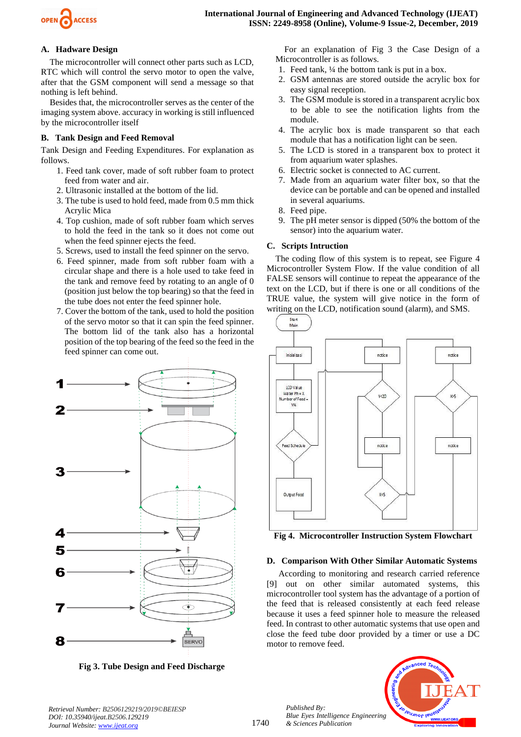### A. Hadware Design

The microcontroller will connect other parts such as LCD, RTC which will control the servo motor to open the valve, after that the GSM component will send a message so that nothing is left behind.

Besides that, the microcontroller serves as the center of the imaging system above. accuracy in working is still influenced by the microcontroller itself

### B. Tank Design and Feed Removal

Tank Design and Feeding Expenditures. For explanation as follows.

1. Feed tank cover, made of soft rubber foam to protect feed from water and air.
2. Ultrasonic installed at the bottom of the lid.
3. The tube is used to hold feed, made from 0.5 mm thick Acrylic Mica
4. Top cushion, made of soft rubber foam which serves to hold the feed in the tank so it does not come out when the feed spinner ejects the feed.
5. Screws, used to install the feed spinner on the servo.
6. Feed spinner, made from soft rubber foam with a circular shape and there is a hole used to take feed in the tank and remove feed by rotating to an angle of 0 (position just below the top bearing) so that the feed in the tube does not enter the feed spinner hole.
7. Cover the bottom of the tank, used to hold the position of the servo motor so that it can spin the feed spinner. The bottom lid of the tank also has a horizontal position of the top bearing of the feed so the feed in the feed spinner can come out.

**Fig 3. Tube Design and Feed Discharge**

For an explanation of Fig 3 the Case Design of a Microcontroller is as follows.

1. Feed tank, ¼ the bottom tank is put in a box.
2. GSM antennas are stored outside the acrylic box for easy signal reception.
3. The GSM module is stored in a transparent acrylic box to be able to see the notification lights from the module.
4. The acrylic box is made transparent so that each module that has a notification light can be seen.
5. The LCD is stored in a transparent box to protect it from aquarium water splashes.
6. Electric socket is connected to AC current.
7. Made from an aquarium water filter box, so that the device can be portable and can be opened and installed in several aquariums.
8. Feed pipe.
9. The pH meter sensor is dipped (50% the bottom of the sensor) into the aquarium water.

### C. Scripts Intruction

The coding flow of this system is to repeat, see Figure 4 Microcontroller System Flow. If the value condition of all FALSE sensors will continue to repeat the appearance of the text on the LCD, but if there is one or all conditions of the TRUE value, the system will give notice in the form of writing on the LCD, notification sound (alarm), and SMS.

**Fig 4. Microcontroller Instruction System Flowchart**

### D. Comparison With Other Similar Automatic Systems

According to monitoring and research carried reference [9] out on other similar automated systems, this microcontroller tool system has the advantage of a portion of the feed that is released consistently at each feed release because it uses a feed spinner hole to measure the released feed. In contrast to other automatic systems that use open and close the feed tube door provided by a timer or use a DC motor to remove feed.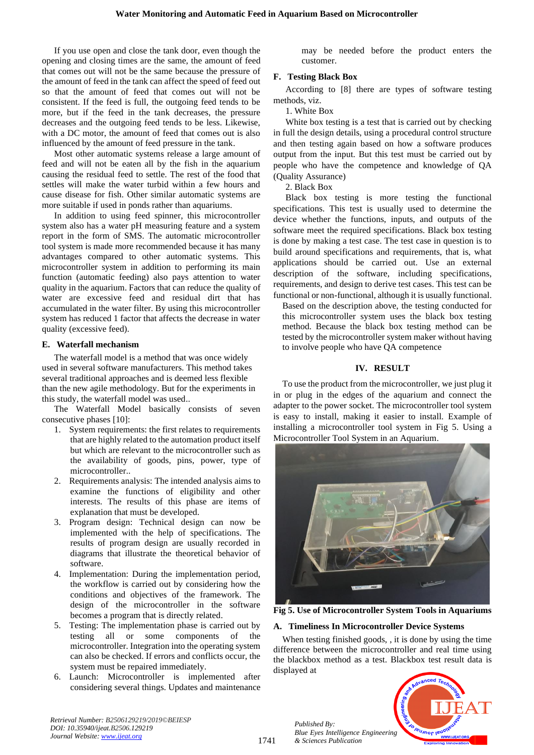If you use open and close the tank door, even though the opening and closing times are the same, the amount of feed that comes out will not be the same because the pressure of the amount of feed in the tank can affect the speed of feed out so that the amount of feed that comes out will not be consistent. If the feed is full, the outgoing feed tends to be more, but if the feed in the tank decreases, the pressure decreases and the outgoing feed tends to be less. Likewise, with a DC motor, the amount of feed that comes out is also influenced by the amount of feed pressure in the tank.

Most other automatic systems release a large amount of feed and will not be eaten all by the fish in the aquarium causing the residual feed to settle. The rest of the food that settles will make the water turbid within a few hours and cause disease for fish. Other similar automatic systems are more suitable if used in ponds rather than aquariums.

In addition to using feed spinner, this microcontroller system also has a water pH measuring feature and a system report in the form of SMS. The automatic microcontroller tool system is made more recommended because it has many advantages compared to other automatic systems. This microcontroller system in addition to performing its main function (automatic feeding) also pays attention to water quality in the aquarium. Factors that can reduce the quality of water are excessive feed and residual dirt that has accumulated in the water filter. By using this microcontroller system has reduced 1 factor that affects the decrease in water quality (excessive feed).

### E. Waterfall mechanism

The waterfall model is a method that was once widely used in several software manufacturers. This method takes several traditional approaches and is deemed less flexible than the new agile methodology. But for the experiments in this study, the waterfall model was used..

The Waterfall Model basically consists of seven consecutive phases [10]:

1. System requirements: the first relates to requirements that are highly related to the automation product itself but which are relevant to the microcontroller such as the availability of goods, pins, power, type of microcontroller..
2. Requirements analysis: The intended analysis aims to examine the functions of eligibility and other interests. The results of this phase are items of explanation that must be developed.
3. Program design: Technical design can now be implemented with the help of specifications. The results of program design are usually recorded in diagrams that illustrate the theoretical behavior of software.
4. Implementation: During the implementation period, the workflow is carried out by considering how the conditions and objectives of the framework. The design of the microcontroller in the software becomes a program that is directly related.
5. Testing: The implementation phase is carried out by testing all or some components of the microcontroller. Integration into the operating system can also be checked. If errors and conflicts occur, the system must be repaired immediately.
6. Launch: Microcontroller is implemented after considering several things. Updates and maintenance may be needed before the product enters the customer.

### F. Testing Black Box

According to [8] there are types of software testing methods, viz.

1. White Box

White box testing is a test that is carried out by checking in full the design details, using a procedural control structure and then testing again based on how a software produces output from the input. But this test must be carried out by people who have the competence and knowledge of QA (Quality Assurance)

2. Black Box

Black box testing is more testing the functional specifications. This test is usually used to determine the device whether the functions, inputs, and outputs of the software meet the required specifications. Black box testing is done by making a test case. The test case in question is to build around specifications and requirements, that is, what applications should be carried out. Use an external description of the software, including specifications, requirements, and design to derive test cases. This test can be functional or non-functional, although it is usually functional.

Based on the description above, the testing conducted for this microcontroller system uses the black box testing method. Because the black box testing method can be tested by the microcontroller system maker without having to involve people who have QA competence

## IV. RESULT

To use the product from the microcontroller, we just plug it in or plug in the edges of the aquarium and connect the adapter to the power socket. The microcontroller tool system is easy to install, making it easier to install. Example of installing a microcontroller tool system in Fig 5. Using a Microcontroller Tool System in an Aquarium.

**Fig 5. Use of Microcontroller System Tools in Aquariums**

### A. Timeliness In Microcontroller Device Systems

When testing finished goods, , it is done by using the time difference between the microcontroller and real time using the blackbox method as a test. Blackbox test result data is displayed at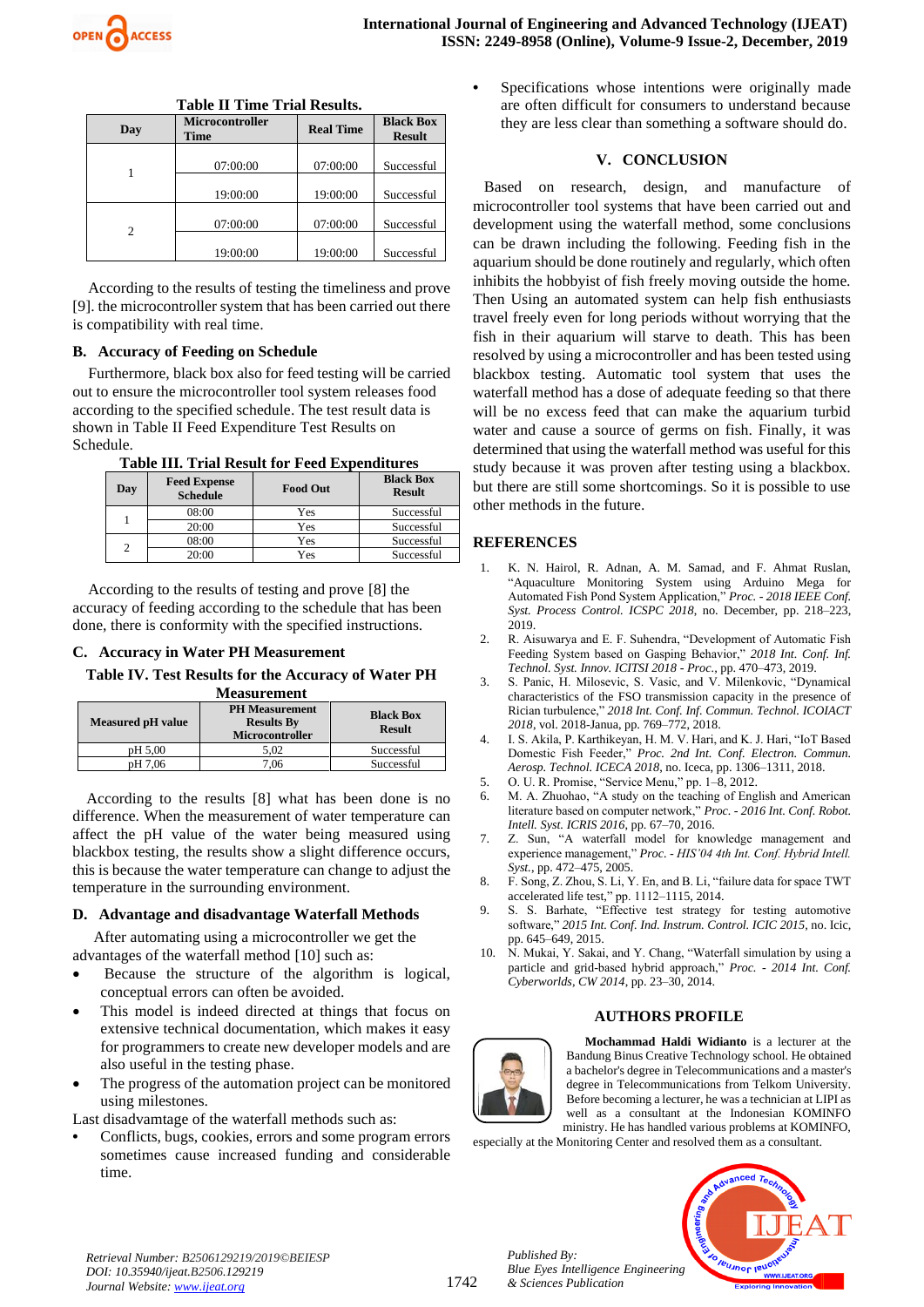**Table II Time Trial Results.**

| Day | Microcontroller Time | Real Time | Black Box Result |
|---|---|---|---|
| 1 | 07:00:00 | 07:00:00 | Successful |
| | 19:00:00 | 19:00:00 | Successful |
| 2 | 07:00:00 | 07:00:00 | Successful |
| | 19:00:00 | 19:00:00 | Successful |

According to the results of testing the timeliness and prove [9]. the microcontroller system that has been carried out there is compatibility with real time.

### B. Accuracy of Feeding on Schedule

Furthermore, black box also for feed testing will be carried out to ensure the microcontroller tool system releases food according to the specified schedule. The test result data is shown in Table II Feed Expenditure Test Results on Schedule.

**Table III. Trial Result for Feed Expenditures**

| Day | Feed Expense Schedule | Food Out | Black Box Result |
|---|---|---|---|
| 1 | 08:00 | Yes | Successful |
| | 20:00 | Yes | Successful |
| 2 | 08:00 | Yes | Successful |
| | 20:00 | Yes | Successful |

According to the results of testing and prove [8] the accuracy of feeding according to the schedule that has been done, there is conformity with the specified instructions.

### C. Accuracy in Water PH Measurement

**Table IV. Test Results for the Accuracy of Water PH Measurement**

| Measured pH value | PH Measurement Results By Microcontroller | Black Box Result |
|---|---|---|
| pH 5,00 | 5,02 | Successful |
| pH 7,06 | 7,06 | Successful |

According to the results [8] what has been done is no difference. When the measurement of water temperature can affect the pH value of the water being measured using blackbox testing, the results show a slight difference occurs, this is because the water temperature can change to adjust the temperature in the surrounding environment.

### D. Advantage and disadvantage Waterfall Methods

After automating using a microcontroller we get the advantages of the waterfall method [10] such as:

- Because the structure of the algorithm is logical, conceptual errors can often be avoided.
- This model is indeed directed at things that focus on extensive technical documentation, which makes it easy for programmers to create new developer models and are also useful in the testing phase.
- The progress of the automation project can be monitored using milestones.

Last disadvamtage of the waterfall methods such as:

- Conflicts, bugs, cookies, errors and some program errors sometimes cause increased funding and considerable time.
- Specifications whose intentions were originally made are often difficult for consumers to understand because they are less clear than something a software should do.

## V. CONCLUSION

Based on research, design, and manufacture of microcontroller tool systems that have been carried out and development using the waterfall method, some conclusions can be drawn including the following. Feeding fish in the aquarium should be done routinely and regularly, which often inhibits the hobbyist of fish freely moving outside the home. Then Using an automated system can help fish enthusiasts travel freely even for long periods without worrying that the fish in their aquarium will starve to death. This has been resolved by using a microcontroller and has been tested using blackbox testing. Automatic tool system that uses the waterfall method has a dose of adequate feeding so that there will be no excess feed that can make the aquarium turbid water and cause a source of germs on fish. Finally, it was determined that using the waterfall method was useful for this study because it was proven after testing using a blackbox. but there are still some shortcomings. So it is possible to use other methods in the future.

## REFERENCES

1. K. N. Hairol, R. Adnan, A. M. Samad, and F. Ahmat Ruslan, "Aquaculture Monitoring System using Arduino Mega for Automated Fish Pond System Application," *Proc. - 2018 IEEE Conf. Syst. Process Control. ICSPC 2018*, no. December, pp. 218–223, 2019.
2. R. Aisuwarya and E. F. Suhendra, "Development of Automatic Fish Feeding System based on Gasping Behavior," *2018 Int. Conf. Inf. Technol. Syst. Innov. ICITSI 2018 - Proc.*, pp. 470–473, 2019.
3. S. Panic, H. Milosevic, S. Vasic, and V. Milenkovic, "Dynamical characteristics of the FSO transmission capacity in the presence of Rician turbulence," *2018 Int. Conf. Inf. Commun. Technol. ICOIACT 2018*, vol. 2018-Janua, pp. 769–772, 2018.
4. I. S. Akila, P. Karthikeyan, H. M. V. Hari, and K. J. Hari, "IoT Based Domestic Fish Feeder," *Proc. 2nd Int. Conf. Electron. Commun. Aerosp. Technol. ICECA 2018*, no. Iceca, pp. 1306–1311, 2018.
5. O. U. R. Promise, "Service Menu," pp. 1–8, 2012.
6. M. A. Zhuohao, "A study on the teaching of English and American literature based on computer network," *Proc. - 2016 Int. Conf. Robot. Intell. Syst. ICRIS 2016*, pp. 67–70, 2016.
7. Z. Sun, "A waterfall model for knowledge management and experience management," *Proc. - HIS'04 4th Int. Conf. Hybrid Intell. Syst.*, pp. 472–475, 2005.
8. F. Song, Z. Zhou, S. Li, Y. En, and B. Li, "failure data for space TWT accelerated life test," pp. 1112–1115, 2014.
9. S. S. Barhate, "Effective test strategy for testing automotive software," *2015 Int. Conf. Ind. Instrum. Control. ICIC 2015*, no. Icic, pp. 645–649, 2015.
10. N. Mukai, Y. Sakai, and Y. Chang, "Waterfall simulation by using a particle and grid-based hybrid approach," *Proc. - 2014 Int. Conf. Cyberworlds, CW 2014*, pp. 23–30, 2014.

## AUTHORS PROFILE

**Mochammad Haldi Widianto** is a lecturer at the Bandung Binus Creative Technology school. He obtained a bachelor's degree in Telecommunications and a master's degree in Telecommunications from Telkom University. Before becoming a lecturer, he was a technician at LIPI as well as a consultant at the Indonesian KOMINFO ministry. He has handled various problems at KOMINFO, especially at the Monitoring Center and resolved them as a consultant.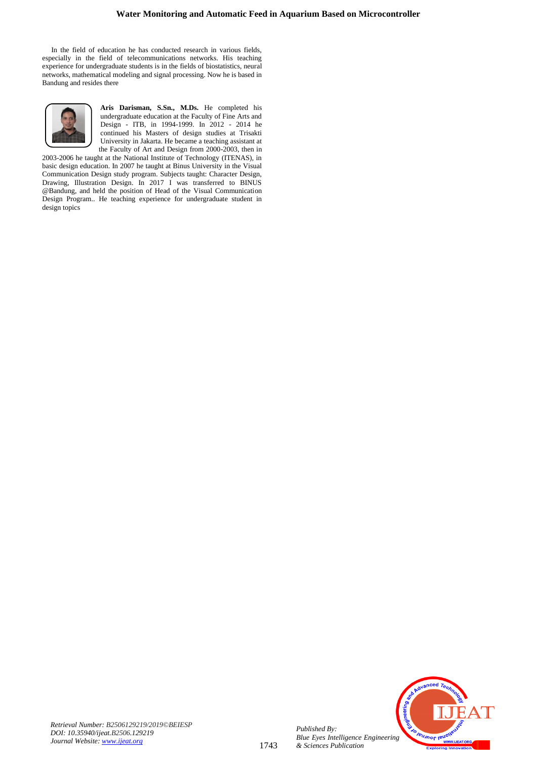In the field of education he has conducted research in various fields, especially in the field of telecommunications networks. His teaching experience for undergraduate students is in the fields of biostatistics, neural networks, mathematical modeling and signal processing. Now he is based in Bandung and resides there

**Aris Darisman, S.Sn., M.Ds.** He completed his undergraduate education at the Faculty of Fine Arts and Design - ITB, in 1994-1999. In 2012 - 2014 he continued his Masters of design studies at Trisakti University in Jakarta. He became a teaching assistant at the Faculty of Art and Design from 2000-2003, then in 2003-2006 he taught at the National Institute of Technology (ITENAS), in basic design education. In 2007 he taught at Binus University in the Visual Communication Design study program. Subjects taught: Character Design, Drawing, Illustration Design. In 2017 I was transferred to BINUS @Bandung, and held the position of Head of the Visual Communication Design Program.. He teaching experience for undergraduate student in design topics